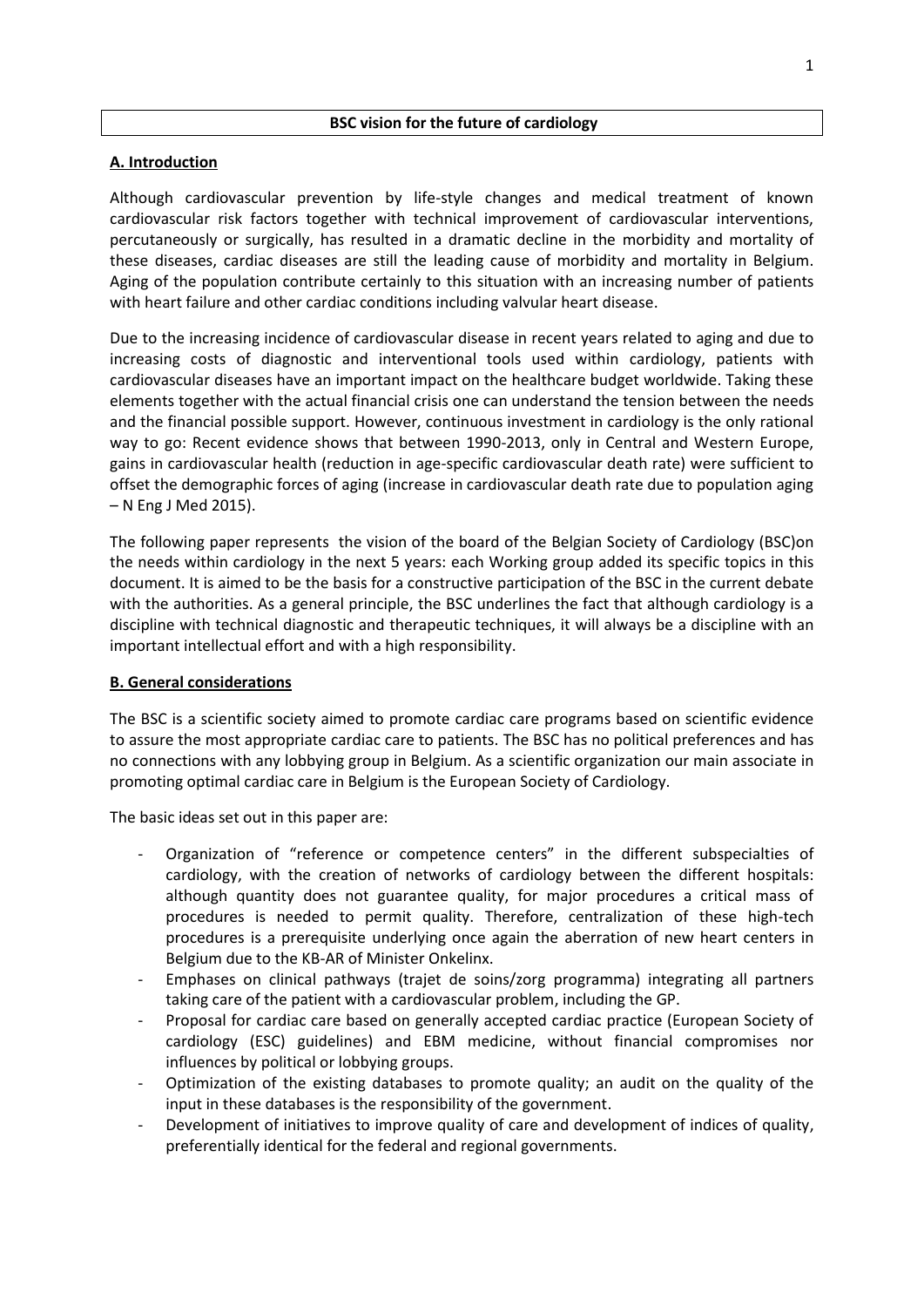# BSC vision for the future of cardiology

## A. Introduction

Although cardiovascular prevention by life-style changes and medical treatment of known cardiovascular risk factors together with technical improvement of cardiovascular interventions, percutaneously or surgically, has resulted in a dramatic decline in the morbidity and mortality of these diseases, cardiac diseases are still the leading cause of morbidity and mortality in Belgium. Aging of the population contribute certainly to this situation with an increasing number of patients with heart failure and other cardiac conditions including valvular heart disease.

Due to the increasing incidence of cardiovascular disease in recent years related to aging and due to increasing costs of diagnostic and interventional tools used within cardiology, patients with cardiovascular diseases have an important impact on the healthcare budget worldwide. Taking these elements together with the actual financial crisis one can understand the tension between the needs and the financial possible support. However, continuous investment in cardiology is the only rational way to go: Recent evidence shows that between 1990-2013, only in Central and Western Europe, gains in cardiovascular health (reduction in age-specific cardiovascular death rate) were sufficient to offset the demographic forces of aging (increase in cardiovascular death rate due to population aging – N Eng J Med 2015).

The following paper represents the vision of the board of the Belgian Society of Cardiology (BSC)on the needs within cardiology in the next 5 years: each Working group added its specific topics in this document. It is aimed to be the basis for a constructive participation of the BSC in the current debate with the authorities. As a general principle, the BSC underlines the fact that although cardiology is a discipline with technical diagnostic and therapeutic techniques, it will always be a discipline with an important intellectual effort and with a high responsibility.

## B. General considerations

The BSC is a scientific society aimed to promote cardiac care programs based on scientific evidence to assure the most appropriate cardiac care to patients. The BSC has no political preferences and has no connections with any lobbying group in Belgium. As a scientific organization our main associate in promoting optimal cardiac care in Belgium is the European Society of Cardiology.

The basic ideas set out in this paper are:

- Organization of "reference or competence centers" in the different subspecialties of cardiology, with the creation of networks of cardiology between the different hospitals: although quantity does not guarantee quality, for major procedures a critical mass of procedures is needed to permit quality. Therefore, centralization of these high-tech procedures is a prerequisite underlying once again the aberration of new heart centers in Belgium due to the KB-AR of Minister Onkelinx.
- Emphases on clinical pathways (trajet de soins/zorg programma) integrating all partners taking care of the patient with a cardiovascular problem, including the GP.
- Proposal for cardiac care based on generally accepted cardiac practice (European Society of cardiology (ESC) guidelines) and EBM medicine, without financial compromises nor influences by political or lobbying groups.
- Optimization of the existing databases to promote quality; an audit on the quality of the input in these databases is the responsibility of the government.
- Development of initiatives to improve quality of care and development of indices of quality, preferentially identical for the federal and regional governments.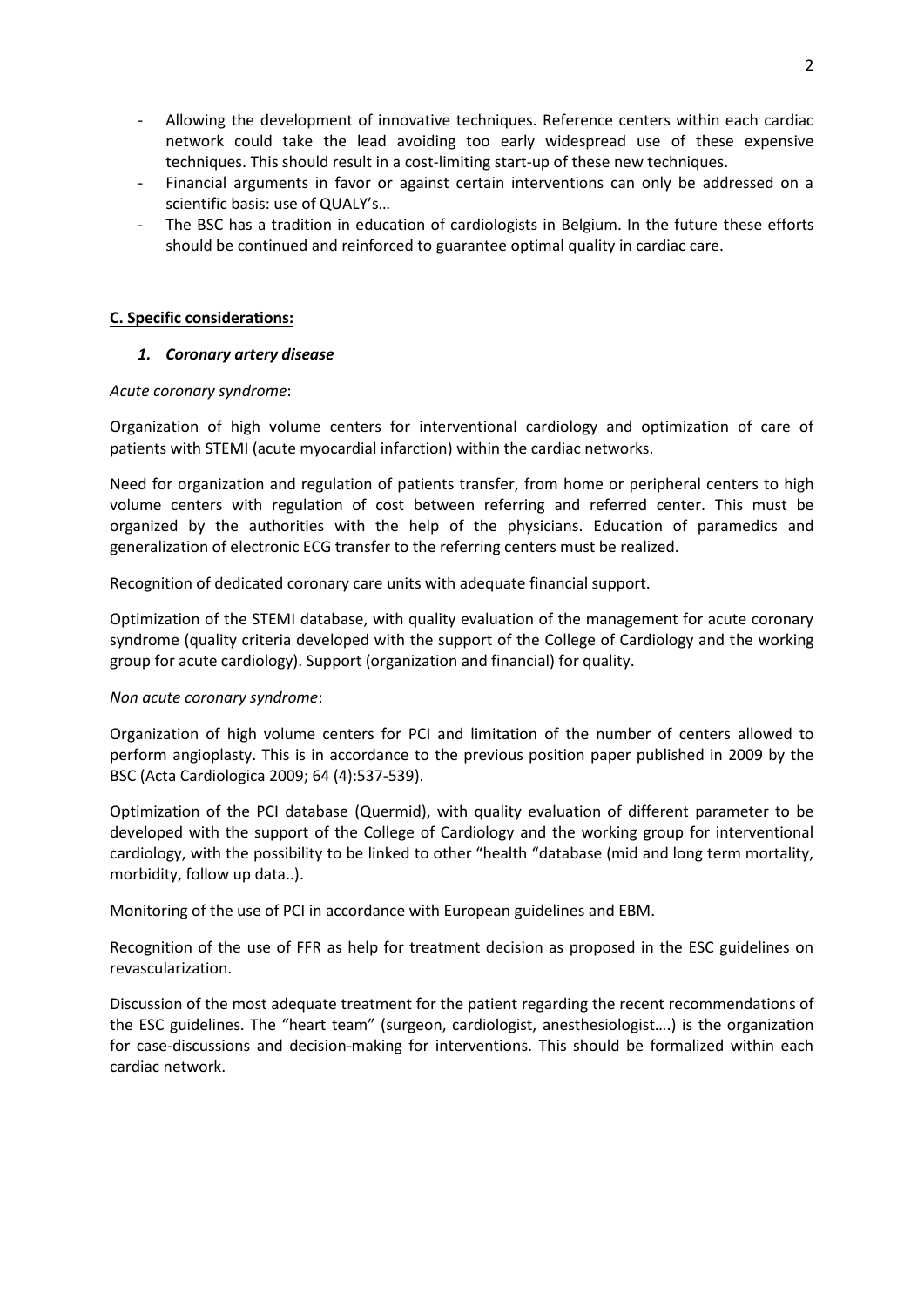- Allowing the development of innovative techniques. Reference centers within each cardiac network could take the lead avoiding too early widespread use of these expensive techniques. This should result in a cost-limiting start-up of these new techniques.
- Financial arguments in favor or against certain interventions can only be addressed on a scientific basis: use of QUALY's…
- The BSC has a tradition in education of cardiologists in Belgium. In the future these efforts should be continued and reinforced to guarantee optimal quality in cardiac care.

## C. Specific considerations:

### *1. Coronary artery disease*

*Acute coronary syndrome*:

Organization of high volume centers for interventional cardiology and optimization of care of patients with STEMI (acute myocardial infarction) within the cardiac networks.

Need for organization and regulation of patients transfer, from home or peripheral centers to high volume centers with regulation of cost between referring and referred center. This must be organized by the authorities with the help of the physicians. Education of paramedics and generalization of electronic ECG transfer to the referring centers must be realized.

Recognition of dedicated coronary care units with adequate financial support.

Optimization of the STEMI database, with quality evaluation of the management for acute coronary syndrome (quality criteria developed with the support of the College of Cardiology and the working group for acute cardiology). Support (organization and financial) for quality.

*Non acute coronary syndrome*:

Organization of high volume centers for PCI and limitation of the number of centers allowed to perform angioplasty. This is in accordance to the previous position paper published in 2009 by the BSC (Acta Cardiologica 2009; 64 (4):537-539).

Optimization of the PCI database (Quermid), with quality evaluation of different parameter to be developed with the support of the College of Cardiology and the working group for interventional cardiology, with the possibility to be linked to other "health "database (mid and long term mortality, morbidity, follow up data..).

Monitoring of the use of PCI in accordance with European guidelines and EBM.

Recognition of the use of FFR as help for treatment decision as proposed in the ESC guidelines on revascularization.

Discussion of the most adequate treatment for the patient regarding the recent recommendations of the ESC guidelines. The "heart team" (surgeon, cardiologist, anesthesiologist….) is the organization for case-discussions and decision-making for interventions. This should be formalized within each cardiac network.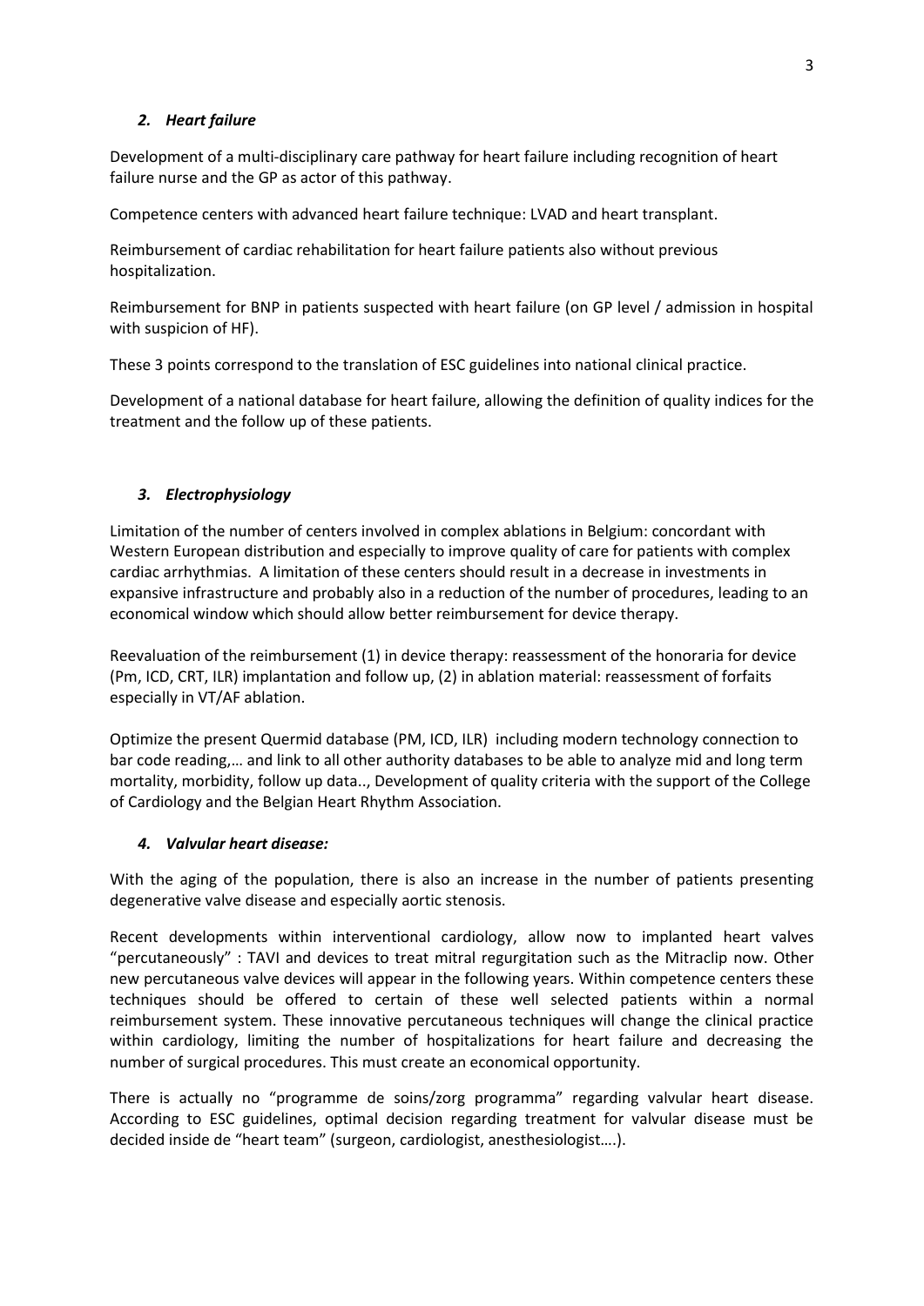### *2. Heart failure*

Development of a multi-disciplinary care pathway for heart failure including recognition of heart failure nurse and the GP as actor of this pathway.

Competence centers with advanced heart failure technique: LVAD and heart transplant.

Reimbursement of cardiac rehabilitation for heart failure patients also without previous hospitalization.

Reimbursement for BNP in patients suspected with heart failure (on GP level / admission in hospital with suspicion of HF).

These 3 points correspond to the translation of ESC guidelines into national clinical practice.

Development of a national database for heart failure, allowing the definition of quality indices for the treatment and the follow up of these patients.

### *3. Electrophysiology*

Limitation of the number of centers involved in complex ablations in Belgium: concordant with Western European distribution and especially to improve quality of care for patients with complex cardiac arrhythmias. A limitation of these centers should result in a decrease in investments in expansive infrastructure and probably also in a reduction of the number of procedures, leading to an economical window which should allow better reimbursement for device therapy.

Reevaluation of the reimbursement (1) in device therapy: reassessment of the honoraria for device (Pm, ICD, CRT, ILR) implantation and follow up, (2) in ablation material: reassessment of forfaits especially in VT/AF ablation.

Optimize the present Quermid database (PM, ICD, ILR) including modern technology connection to bar code reading,… and link to all other authority databases to be able to analyze mid and long term mortality, morbidity, follow up data.., Development of quality criteria with the support of the College of Cardiology and the Belgian Heart Rhythm Association.

### *4. Valvular heart disease:*

With the aging of the population, there is also an increase in the number of patients presenting degenerative valve disease and especially aortic stenosis.

Recent developments within interventional cardiology, allow now to implanted heart valves "percutaneously" : TAVI and devices to treat mitral regurgitation such as the Mitraclip now. Other new percutaneous valve devices will appear in the following years. Within competence centers these techniques should be offered to certain of these well selected patients within a normal reimbursement system. These innovative percutaneous techniques will change the clinical practice within cardiology, limiting the number of hospitalizations for heart failure and decreasing the number of surgical procedures. This must create an economical opportunity.

There is actually no "programme de soins/zorg programma" regarding valvular heart disease. According to ESC guidelines, optimal decision regarding treatment for valvular disease must be decided inside de "heart team" (surgeon, cardiologist, anesthesiologist….).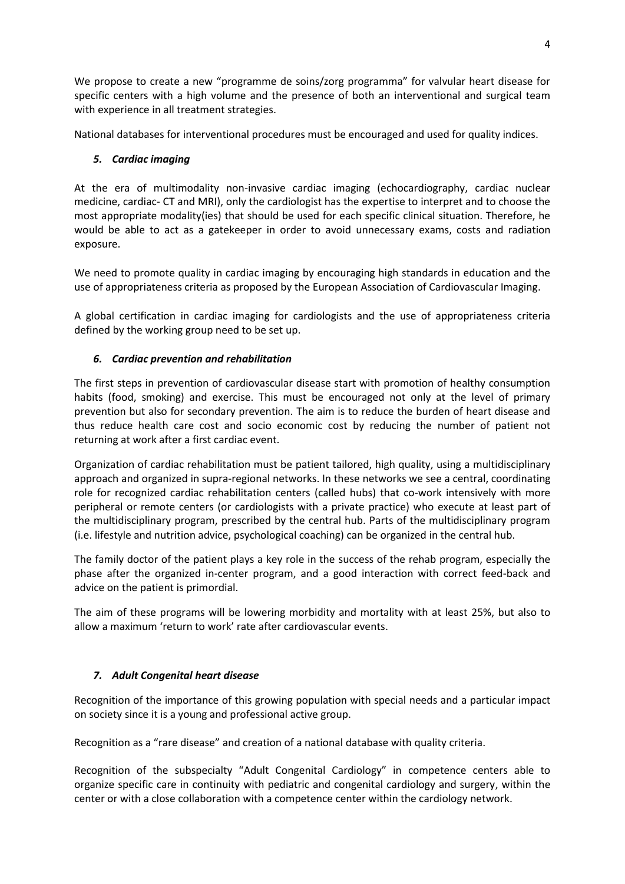We propose to create a new "programme de soins/zorg programma" for valvular heart disease for specific centers with a high volume and the presence of both an interventional and surgical team with experience in all treatment strategies.

National databases for interventional procedures must be encouraged and used for quality indices.

### *5. Cardiac imaging*

At the era of multimodality non-invasive cardiac imaging (echocardiography, cardiac nuclear medicine, cardiac- CT and MRI), only the cardiologist has the expertise to interpret and to choose the most appropriate modality(ies) that should be used for each specific clinical situation. Therefore, he would be able to act as a gatekeeper in order to avoid unnecessary exams, costs and radiation exposure.

We need to promote quality in cardiac imaging by encouraging high standards in education and the use of appropriateness criteria as proposed by the European Association of Cardiovascular Imaging.

A global certification in cardiac imaging for cardiologists and the use of appropriateness criteria defined by the working group need to be set up.

### *6. Cardiac prevention and rehabilitation*

The first steps in prevention of cardiovascular disease start with promotion of healthy consumption habits (food, smoking) and exercise. This must be encouraged not only at the level of primary prevention but also for secondary prevention. The aim is to reduce the burden of heart disease and thus reduce health care cost and socio economic cost by reducing the number of patient not returning at work after a first cardiac event.

Organization of cardiac rehabilitation must be patient tailored, high quality, using a multidisciplinary approach and organized in supra-regional networks. In these networks we see a central, coordinating role for recognized cardiac rehabilitation centers (called hubs) that co-work intensively with more peripheral or remote centers (or cardiologists with a private practice) who execute at least part of the multidisciplinary program, prescribed by the central hub. Parts of the multidisciplinary program (i.e. lifestyle and nutrition advice, psychological coaching) can be organized in the central hub.

The family doctor of the patient plays a key role in the success of the rehab program, especially the phase after the organized in-center program, and a good interaction with correct feed-back and advice on the patient is primordial.

The aim of these programs will be lowering morbidity and mortality with at least 25%, but also to allow a maximum 'return to work' rate after cardiovascular events.

### *7. Adult Congenital heart disease*

Recognition of the importance of this growing population with special needs and a particular impact on society since it is a young and professional active group.

Recognition as a "rare disease" and creation of a national database with quality criteria.

Recognition of the subspecialty "Adult Congenital Cardiology" in competence centers able to organize specific care in continuity with pediatric and congenital cardiology and surgery, within the center or with a close collaboration with a competence center within the cardiology network.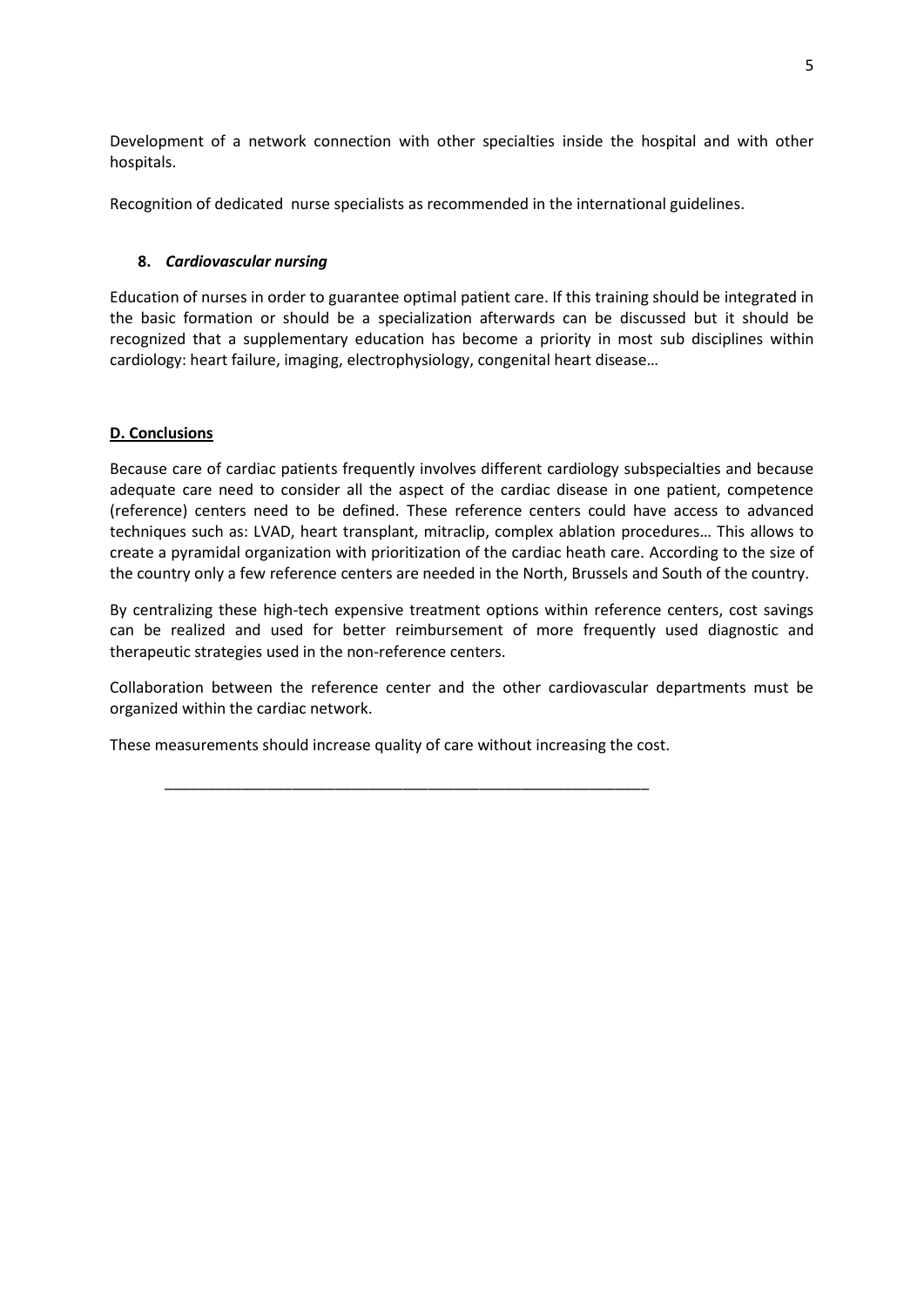Development of a network connection with other specialties inside the hospital and with other hospitals.

Recognition of dedicated nurse specialists as recommended in the international guidelines.

### 8. *Cardiovascular nursing*

Education of nurses in order to guarantee optimal patient care. If this training should be integrated in the basic formation or should be a specialization afterwards can be discussed but it should be recognized that a supplementary education has become a priority in most sub disciplines within cardiology: heart failure, imaging, electrophysiology, congenital heart disease…

## D. Conclusions

Because care of cardiac patients frequently involves different cardiology subspecialties and because adequate care need to consider all the aspect of the cardiac disease in one patient, competence (reference) centers need to be defined. These reference centers could have access to advanced techniques such as: LVAD, heart transplant, mitraclip, complex ablation procedures… This allows to create a pyramidal organization with prioritization of the cardiac heath care. According to the size of the country only a few reference centers are needed in the North, Brussels and South of the country.

By centralizing these high-tech expensive treatment options within reference centers, cost savings can be realized and used for better reimbursement of more frequently used diagnostic and therapeutic strategies used in the non-reference centers.

Collaboration between the reference center and the other cardiovascular departments must be organized within the cardiac network.

These measurements should increase quality of care without increasing the cost.

---